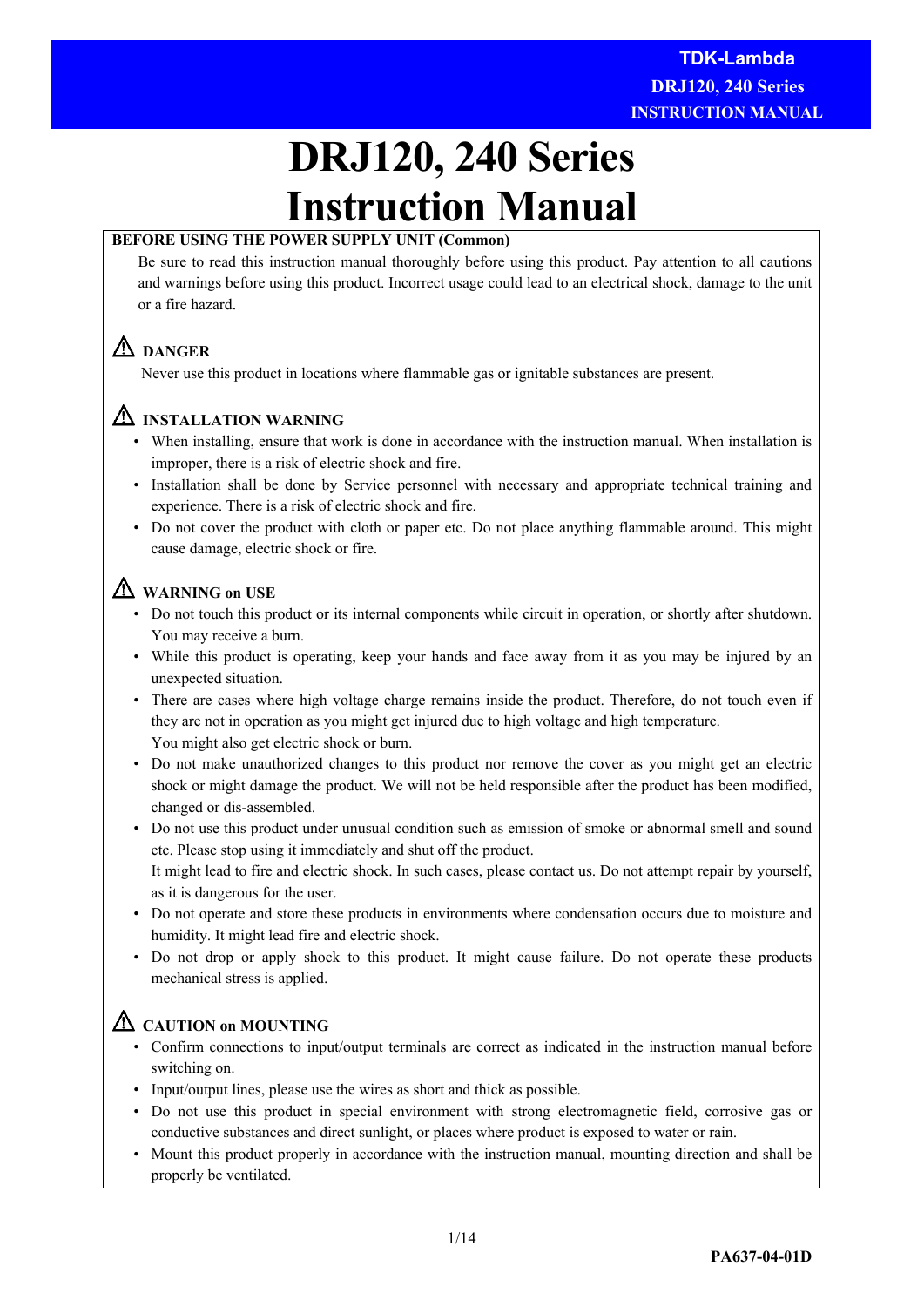# DRJ120, 240 Series Instruction Manual

**BEFORE USING THE POWER SUPPLY UNIT (Common)**

Be sure to read this instruction manual thoroughly before using this product. Pay attention to all cautions and warnings before using this product. Incorrect usage could lead to an electrical shock, damage to the unit or a fire hazard.

### ⚠ DANGER

Never use this product in locations where flammable gas or ignitable substances are present.

### ⚠ INSTALLATION WARNING

- When installing, ensure that work is done in accordance with the instruction manual. When installation is improper, there is a risk of electric shock and fire.
- Installation shall be done by Service personnel with necessary and appropriate technical training and experience. There is a risk of electric shock and fire.
- Do not cover the product with cloth or paper etc. Do not place anything flammable around. This might cause damage, electric shock or fire.

### ⚠ WARNING on USE

- Do not touch this product or its internal components while circuit in operation, or shortly after shutdown. You may receive a burn.
- While this product is operating, keep your hands and face away from it as you may be injured by an unexpected situation.
- There are cases where high voltage charge remains inside the product. Therefore, do not touch even if they are not in operation as you might get injured due to high voltage and high temperature. You might also get electric shock or burn.
- Do not make unauthorized changes to this product nor remove the cover as you might get an electric shock or might damage the product. We will not be held responsible after the product has been modified, changed or dis-assembled.
- Do not use this product under unusual condition such as emission of smoke or abnormal smell and sound etc. Please stop using it immediately and shut off the product. It might lead to fire and electric shock. In such cases, please contact us. Do not attempt repair by yourself, as it is dangerous for the user.
- Do not operate and store these products in environments where condensation occurs due to moisture and humidity. It might lead fire and electric shock.
- Do not drop or apply shock to this product. It might cause failure. Do not operate these products mechanical stress is applied.

### ⚠ CAUTION on MOUNTING

- Confirm connections to input/output terminals are correct as indicated in the instruction manual before switching on.
- Input/output lines, please use the wires as short and thick as possible.
- Do not use this product in special environment with strong electromagnetic field, corrosive gas or conductive substances and direct sunlight, or places where product is exposed to water or rain.
- Mount this product properly in accordance with the instruction manual, mounting direction and shall be properly be ventilated.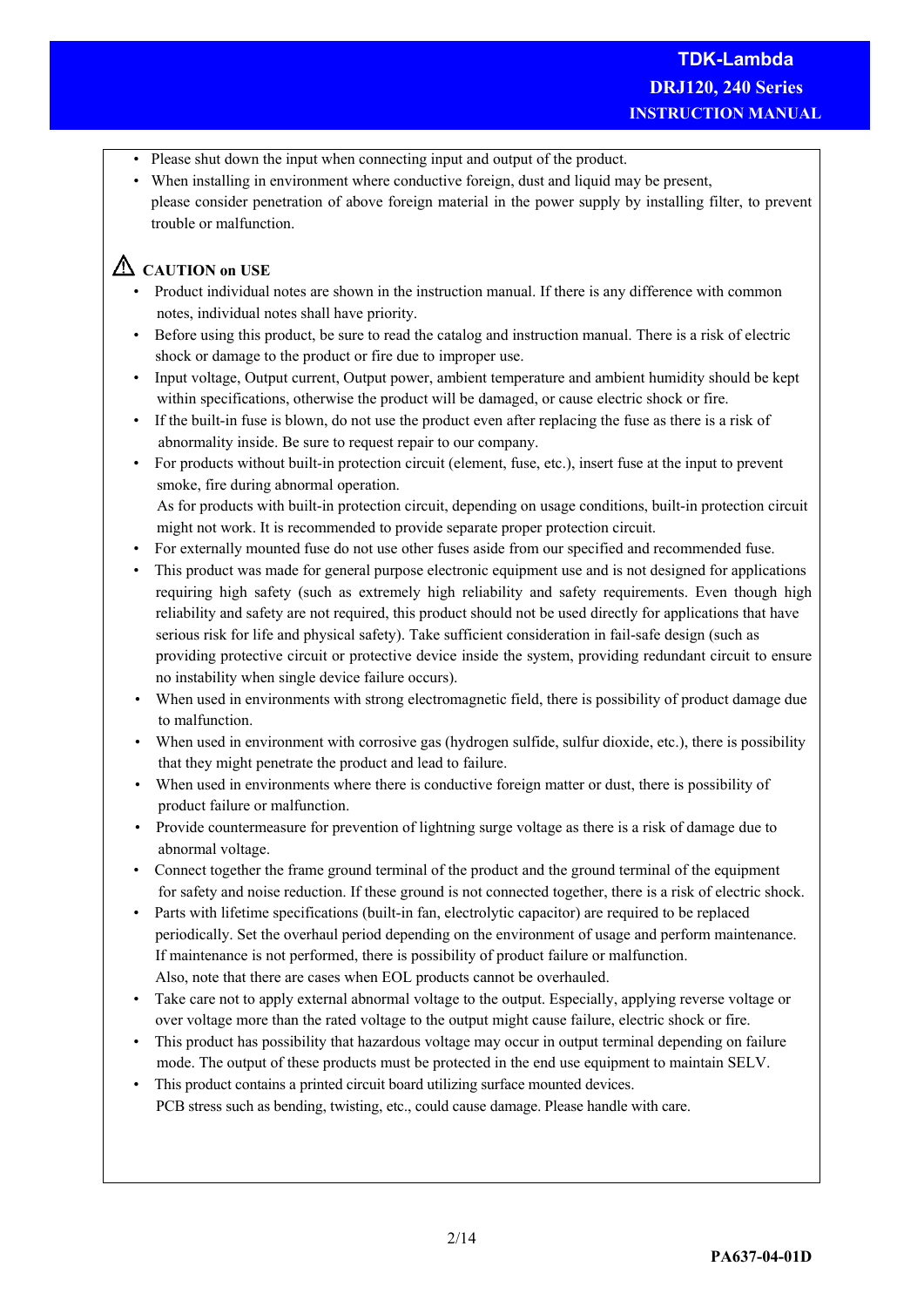- Please shut down the input when connecting input and output of the product.
- When installing in environment where conductive foreign, dust and liquid may be present, please consider penetration of above foreign material in the power supply by installing filter, to prevent trouble or malfunction.

## ⚠ CAUTION on USE

- Product individual notes are shown in the instruction manual. If there is any difference with common notes, individual notes shall have priority.
- Before using this product, be sure to read the catalog and instruction manual. There is a risk of electric shock or damage to the product or fire due to improper use.
- Input voltage, Output current, Output power, ambient temperature and ambient humidity should be kept within specifications, otherwise the product will be damaged, or cause electric shock or fire.
- If the built-in fuse is blown, do not use the product even after replacing the fuse as there is a risk of abnormality inside. Be sure to request repair to our company.
- For products without built-in protection circuit (element, fuse, etc.), insert fuse at the input to prevent smoke, fire during abnormal operation.
  As for products with built-in protection circuit, depending on usage conditions, built-in protection circuit might not work. It is recommended to provide separate proper protection circuit.
- For externally mounted fuse do not use other fuses aside from our specified and recommended fuse.
- This product was made for general purpose electronic equipment use and is not designed for applications requiring high safety (such as extremely high reliability and safety requirements. Even though high reliability and safety are not required, this product should not be used directly for applications that have serious risk for life and physical safety). Take sufficient consideration in fail-safe design (such as providing protective circuit or protective device inside the system, providing redundant circuit to ensure no instability when single device failure occurs).
- When used in environments with strong electromagnetic field, there is possibility of product damage due to malfunction.
- When used in environment with corrosive gas (hydrogen sulfide, sulfur dioxide, etc.), there is possibility that they might penetrate the product and lead to failure.
- When used in environments where there is conductive foreign matter or dust, there is possibility of product failure or malfunction.
- Provide countermeasure for prevention of lightning surge voltage as there is a risk of damage due to abnormal voltage.
- Connect together the frame ground terminal of the product and the ground terminal of the equipment for safety and noise reduction. If these ground is not connected together, there is a risk of electric shock.
- Parts with lifetime specifications (built-in fan, electrolytic capacitor) are required to be replaced periodically. Set the overhaul period depending on the environment of usage and perform maintenance. If maintenance is not performed, there is possibility of product failure or malfunction.
  Also, note that there are cases when EOL products cannot be overhauled.
- Take care not to apply external abnormal voltage to the output. Especially, applying reverse voltage or over voltage more than the rated voltage to the output might cause failure, electric shock or fire.
- This product has possibility that hazardous voltage may occur in output terminal depending on failure mode. The output of these products must be protected in the end use equipment to maintain SELV.
- This product contains a printed circuit board utilizing surface mounted devices.
  PCB stress such as bending, twisting, etc., could cause damage. Please handle with care.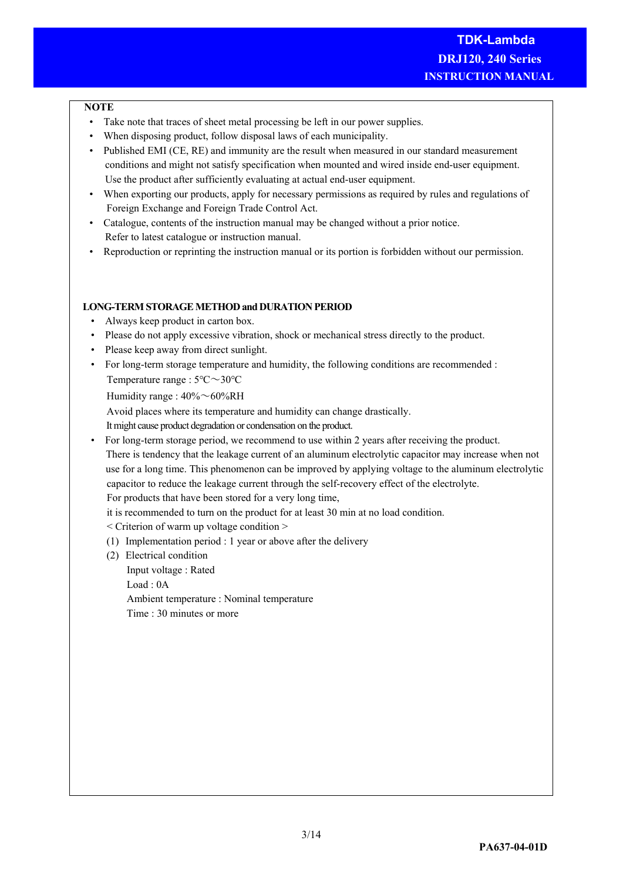**NOTE**

- Take note that traces of sheet metal processing be left in our power supplies.
- When disposing product, follow disposal laws of each municipality.
- Published EMI (CE, RE) and immunity are the result when measured in our standard measurement conditions and might not satisfy specification when mounted and wired inside end-user equipment. Use the product after sufficiently evaluating at actual end-user equipment.
- When exporting our products, apply for necessary permissions as required by rules and regulations of Foreign Exchange and Foreign Trade Control Act.
- Catalogue, contents of the instruction manual may be changed without a prior notice. Refer to latest catalogue or instruction manual.
- Reproduction or reprinting the instruction manual or its portion is forbidden without our permission.

**LONG-TERM STORAGE METHOD and DURATION PERIOD**

- Always keep product in carton box.
- Please do not apply excessive vibration, shock or mechanical stress directly to the product.
- Please keep away from direct sunlight.
- For long-term storage temperature and humidity, the following conditions are recommended :
  Temperature range : 5℃～30℃
  Humidity range : 40%～60%RH
  Avoid places where its temperature and humidity can change drastically.
  It might cause product degradation or condensation on the product.
- For long-term storage period, we recommend to use within 2 years after receiving the product.
  There is tendency that the leakage current of an aluminum electrolytic capacitor may increase when not use for a long time. This phenomenon can be improved by applying voltage to the aluminum electrolytic capacitor to reduce the leakage current through the self-recovery effect of the electrolyte.
  For products that have been stored for a very long time,
  it is recommended to turn on the product for at least 30 min at no load condition.
  < Criterion of warm up voltage condition >
  (1) Implementation period : 1 year or above after the delivery
  (2) Electrical condition
  Input voltage : Rated
  Load : 0A
  Ambient temperature : Nominal temperature
  Time : 30 minutes or more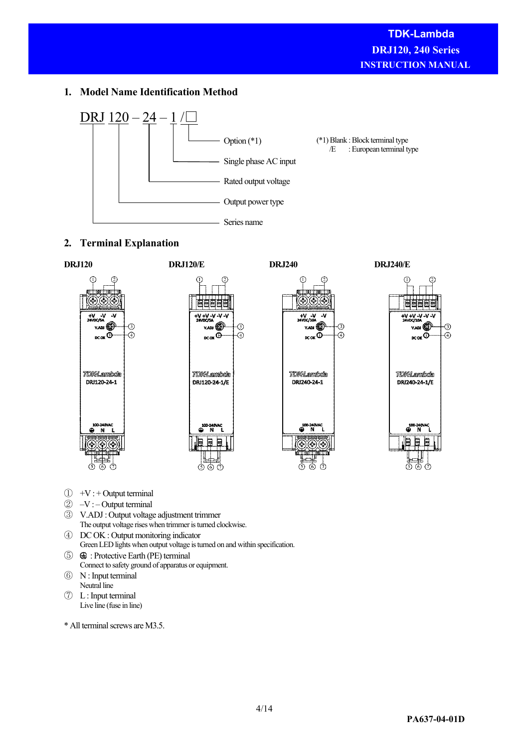## 1. Model Name Identification Method

DRJ 120 – 24 – 1 /□

- DRJ: Series name
- 120: Output power type
- 24: Rated output voltage
- 1: Single phase AC input
- □: Option (*1)

(*1) Blank : Block terminal type
/E : European terminal type

## 2. Terminal Explanation

**DRJ120** **DRJ120/E** **DRJ240** **DRJ240/E**

① +V : + Output terminal

② –V : – Output terminal

③ V.ADJ : Output voltage adjustment trimmer
The output voltage rises when trimmer is turned clockwise.

④ DC OK : Output monitoring indicator
Green LED lights when output voltage is turned on and within specification.

⑤ ⏚ : Protective Earth (PE) terminal
Connect to safety ground of apparatus or equipment.

⑥ N : Input terminal
Neutral line

⑦ L : Input terminal
Live line (fuse in line)

* All terminal screws are M3.5.

PA637-04-01D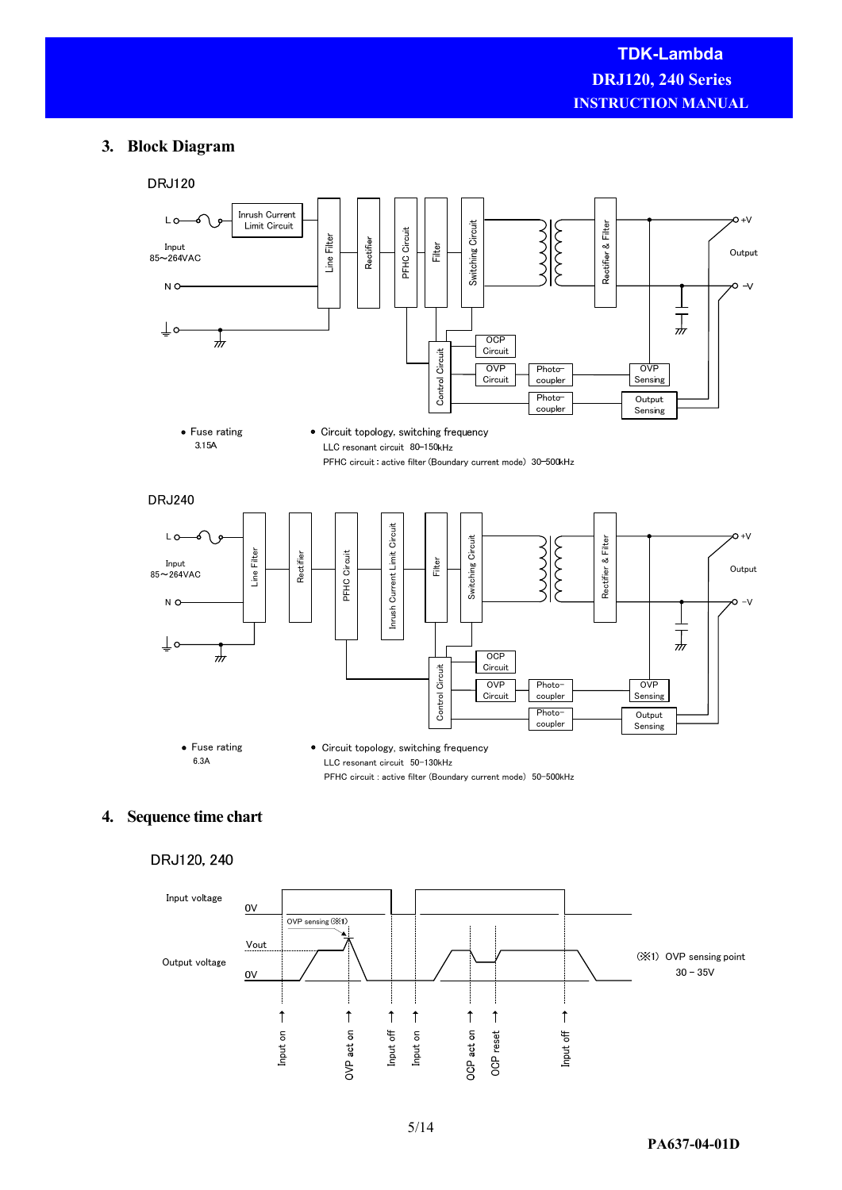## 3. Block Diagram

DRJ120

- Fuse rating
  3.15A

- Circuit topology, switching frequency
  LLC resonant circuit 80~150kHz
  PFHC circuit : active filter (Boundary current mode) 30~500kHz

DRJ240

- Fuse rating
  6.3A

- Circuit topology, switching frequency
  LLC resonant circuit 50~130kHz
  PFHC circuit : active filter (Boundary current mode) 50~500kHz

## 4. Sequence time chart

DRJ120, 240

(※1) OVP sensing point
30 – 35V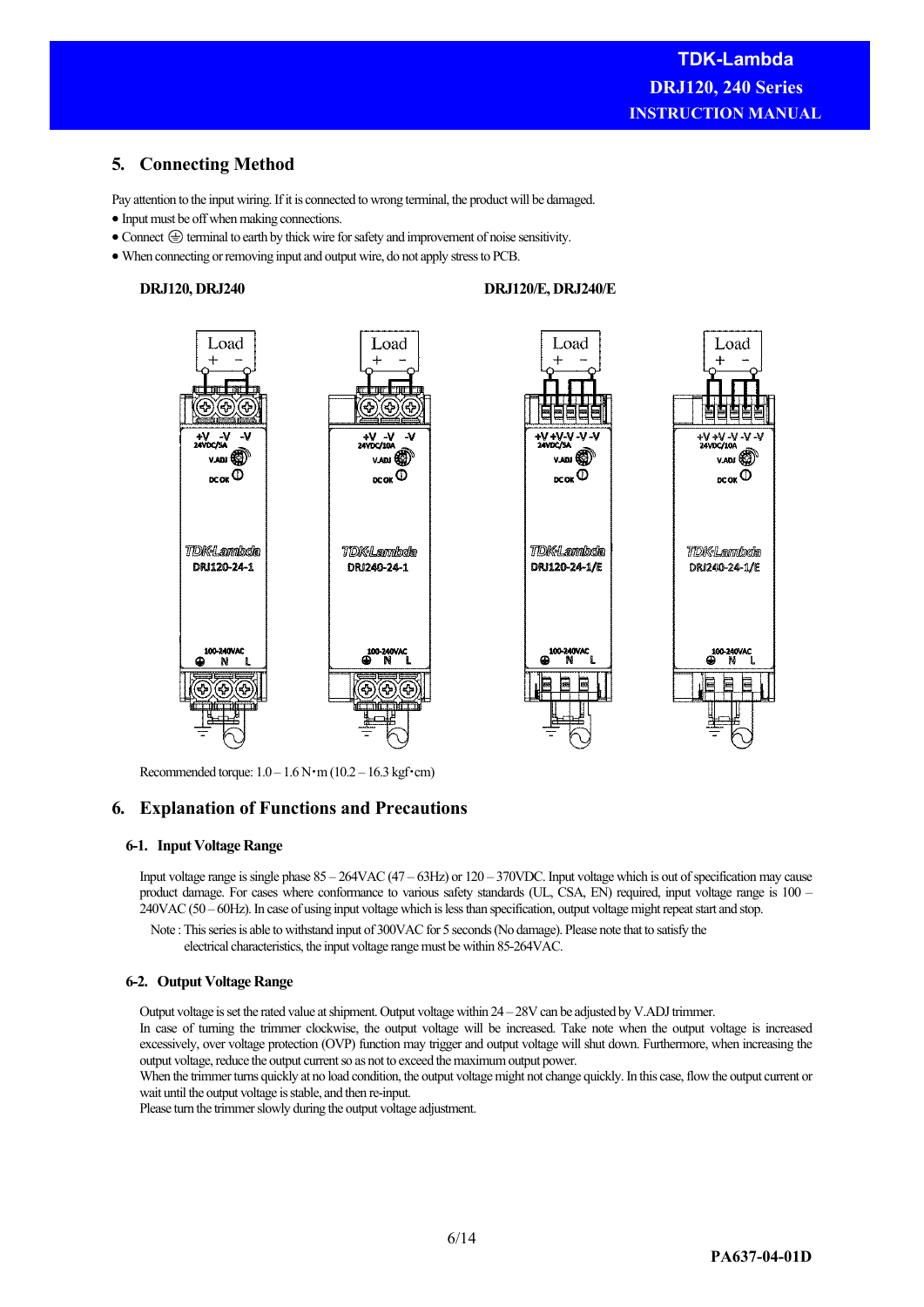## 5. Connecting Method

Pay attention to the input wiring. If it is connected to wrong terminal, the product will be damaged.

- Input must be off when making connections.
- Connect ⏚ terminal to earth by thick wire for safety and improvement of noise sensitivity.
- When connecting or removing input and output wire, do not apply stress to PCB.

**DRJ120, DRJ240** **DRJ120/E, DRJ240/E**

Recommended torque: 1.0 – 1.6 N･m (10.2 – 16.3 kgf･cm)

## 6. Explanation of Functions and Precautions

### 6-1. Input Voltage Range

Input voltage range is single phase 85 – 264VAC (47 – 63Hz) or 120 – 370VDC. Input voltage which is out of specification may cause product damage. For cases where conformance to various safety standards (UL, CSA, EN) required, input voltage range is 100 – 240VAC (50 – 60Hz). In case of using input voltage which is less than specification, output voltage might repeat start and stop.

Note : This series is able to withstand input of 300VAC for 5 seconds (No damage). Please note that to satisfy the electrical characteristics, the input voltage range must be within 85-264VAC.

### 6-2. Output Voltage Range

Output voltage is set the rated value at shipment. Output voltage within 24 – 28V can be adjusted by V.ADJ trimmer.
In case of turning the trimmer clockwise, the output voltage will be increased. Take note when the output voltage is increased excessively, over voltage protection (OVP) function may trigger and output voltage will shut down. Furthermore, when increasing the output voltage, reduce the output current so as not to exceed the maximum output power.
When the trimmer turns quickly at no load condition, the output voltage might not change quickly. In this case, flow the output current or wait until the output voltage is stable, and then re-input.
Please turn the trimmer slowly during the output voltage adjustment.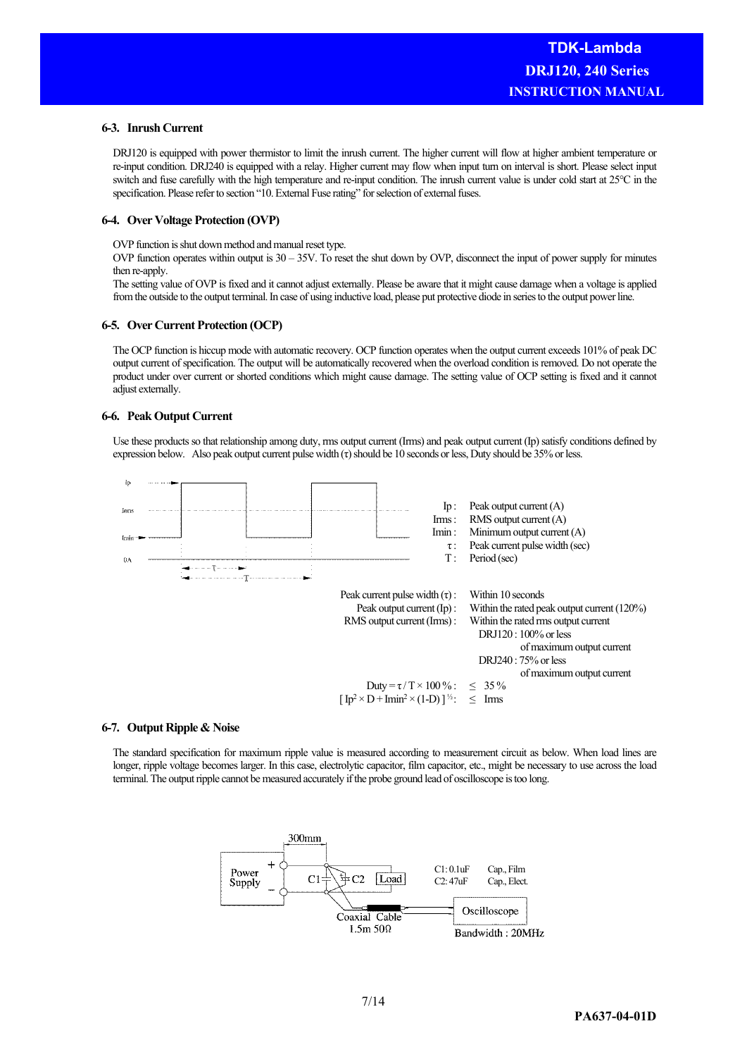### 6-3. Inrush Current

DRJ120 is equipped with power thermistor to limit the inrush current. The higher current will flow at higher ambient temperature or re-input condition. DRJ240 is equipped with a relay. Higher current may flow when input turn on interval is short. Please select input switch and fuse carefully with the high temperature and re-input condition. The inrush current value is under cold start at 25°C in the specification. Please refer to section "10. External Fuse rating" for selection of external fuses.

### 6-4. Over Voltage Protection (OVP)

OVP function is shut down method and manual reset type.
OVP function operates within output is 30 – 35V. To reset the shut down by OVP, disconnect the input of power supply for minutes then re-apply.
The setting value of OVP is fixed and it cannot adjust externally. Please be aware that it might cause damage when a voltage is applied from the outside to the output terminal. In case of using inductive load, please put protective diode in series to the output power line.

### 6-5. Over Current Protection (OCP)

The OCP function is hiccup mode with automatic recovery. OCP function operates when the output current exceeds 101% of peak DC output current of specification. The output will be automatically recovered when the overload condition is removed. Do not operate the product under over current or shorted conditions which might cause damage. The setting value of OCP setting is fixed and it cannot adjust externally.

### 6-6. Peak Output Current

Use these products so that relationship among duty, rms output current (Irms) and peak output current (Ip) satisfy conditions defined by expression below. Also peak output current pulse width (τ) should be 10 seconds or less, Duty should be 35% or less.

Ip : Peak output current (A)
Irms : RMS output current (A)
Imin : Minimum output current (A)
τ : Peak current pulse width (sec)
T : Period (sec)

Peak current pulse width (τ) : Within 10 seconds
Peak output current (Ip) : Within the rated peak output current (120%)
RMS output current (Irms) : Within the rated rms output current
DRJ120 : 100% or less of maximum output current
DRJ240 : 75% or less of maximum output current

Duty = $\tau / T \times 100$ % : $\leq$ 35 %
$[ Ip^2 \times D + Imin^2 \times (1\text{-}D) ]^{1/2}$ : $\leq$ Irms

### 6-7. Output Ripple & Noise

The standard specification for maximum ripple value is measured according to measurement circuit as below. When load lines are longer, ripple voltage becomes larger. In this case, electrolytic capacitor, film capacitor, etc., might be necessary to use across the load terminal. The output ripple cannot be measured accurately if the probe ground lead of oscilloscope is too long.

C1: 0.1uF Cap., Film
C2: 47uF Cap., Elect.

Coaxial Cable 1.5m 50Ω
Oscilloscope Bandwidth : 20MHz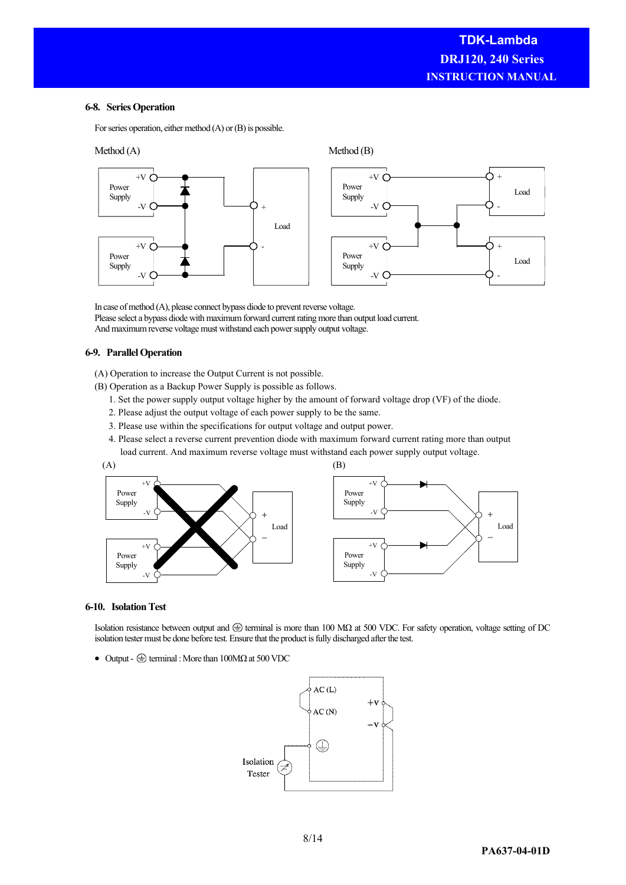## 6-8. Series Operation

For series operation, either method (A) or (B) is possible.

Method (A)

Method (B)

In case of method (A), please connect bypass diode to prevent reverse voltage.
Please select a bypass diode with maximum forward current rating more than output load current.
And maximum reverse voltage must withstand each power supply output voltage.

## 6-9. Parallel Operation

(A) Operation to increase the Output Current is not possible.
(B) Operation as a Backup Power Supply is possible as follows.

1. Set the power supply output voltage higher by the amount of forward voltage drop (VF) of the diode.
2. Please adjust the output voltage of each power supply to be the same.
3. Please use within the specifications for output voltage and output power.
4. Please select a reverse current prevention diode with maximum forward current rating more than output load current. And maximum reverse voltage must withstand each power supply output voltage.

(A)

(B)

## 6-10. Isolation Test

Isolation resistance between output and ⏚ terminal is more than 100 MΩ at 500 VDC. For safety operation, voltage setting of DC isolation tester must be done before test. Ensure that the product is fully discharged after the test.

- Output - ⏚ terminal : More than 100MΩ at 500 VDC

PA637-04-01D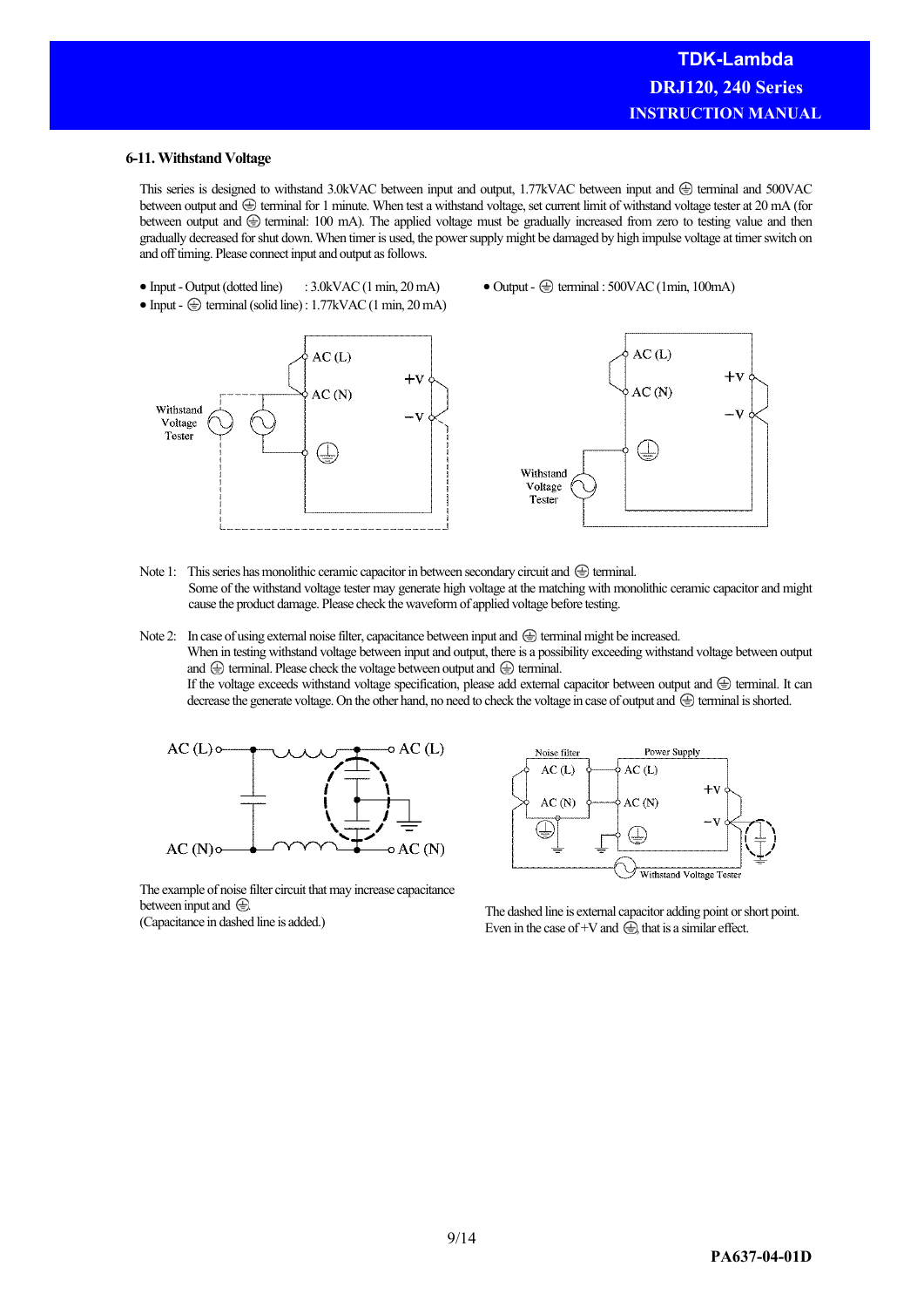## 6-11. Withstand Voltage

This series is designed to withstand 3.0kVAC between input and output, 1.77kVAC between input and ⏚ terminal and 500VAC between output and ⏚ terminal for 1 minute. When test a withstand voltage, set current limit of withstand voltage tester at 20 mA (for between output and ⏚ terminal: 100 mA). The applied voltage must be gradually increased from zero to testing value and then gradually decreased for shut down. When timer is used, the power supply might be damaged by high impulse voltage at timer switch on and off timing. Please connect input and output as follows.

- Input - Output (dotted line) : 3.0kVAC (1 min, 20 mA)
- Input - ⏚ terminal (solid line) : 1.77kVAC (1 min, 20 mA)
- Output - ⏚ terminal : 500VAC (1min, 100mA)

AC (L) AC (N) +V −V Withstand Voltage Tester

AC (L) AC (N) +V −V Withstand Voltage Tester

Note 1: This series has monolithic ceramic capacitor in between secondary circuit and ⏚ terminal.
Some of the withstand voltage tester may generate high voltage at the matching with monolithic ceramic capacitor and might cause the product damage. Please check the waveform of applied voltage before testing.

Note 2: In case of using external noise filter, capacitance between input and ⏚ terminal might be increased.
When in testing withstand voltage between input and output, there is a possibility exceeding withstand voltage between output and ⏚ terminal. Please check the voltage between output and ⏚ terminal.
If the voltage exceeds withstand voltage specification, please add external capacitor between output and ⏚ terminal. It can decrease the generate voltage. On the other hand, no need to check the voltage in case of output and ⏚ terminal is shorted.

AC (L) AC (L) AC (N) AC (N)

The example of noise filter circuit that may increase capacitance between input and ⏚.
(Capacitance in dashed line is added.)

Noise filter Power Supply AC (L) AC (N) AC (L) AC (N) +V −V Withstand Voltage Tester

The dashed line is external capacitor adding point or short point.
Even in the case of +V and ⏚, that is a similar effect.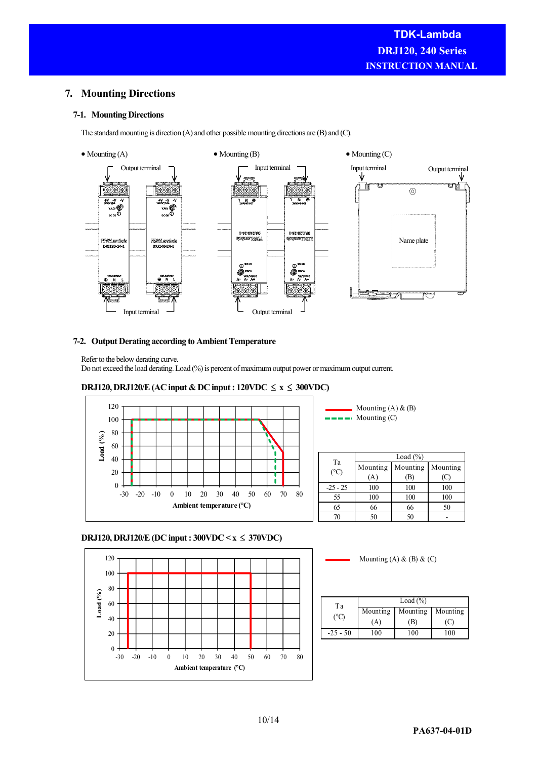## 7. Mounting Directions

### 7-1. Mounting Directions

The standard mounting is direction (A) and other possible mounting directions are (B) and (C).

- Mounting (A)
- Mounting (B)
- Mounting (C)

### 7-2. Output Derating according to Ambient Temperature

Refer to the below derating curve.
Do not exceed the load derating. Load (%) is percent of maximum output power or maximum output current.

**DRJ120, DRJ120/E (AC input & DC input : 120VDC ≤ x ≤ 300VDC)**

| Ta (°C) | Load (%) | | |
|---|---|---|---|
| | Mounting (A) | Mounting (B) | Mounting (C) |
| -25 - 25 | 100 | 100 | 100 |
| 55 | 100 | 100 | 100 |
| 65 | 66 | 66 | 50 |
| 70 | 50 | 50 | - |

**DRJ120, DRJ120/E (DC input : 300VDC < x ≤ 370VDC)**

| Ta (°C) | Load (%) | | |
|---|---|---|---|
| | Mounting (A) | Mounting (B) | Mounting (C) |
| -25 - 50 | 100 | 100 | 100 |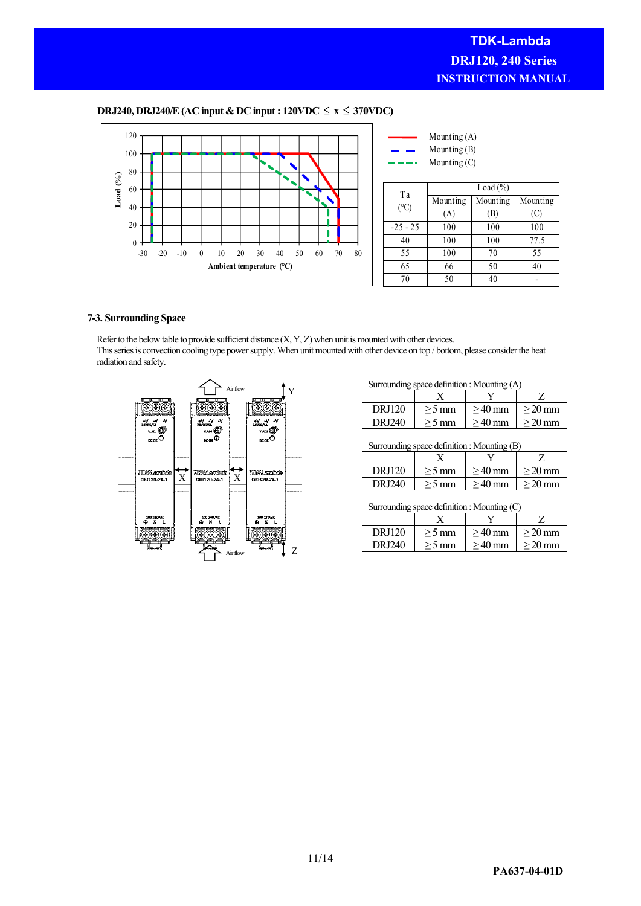**DRJ240, DRJ240/E (AC input & DC input : 120VDC ≤ x ≤ 370VDC)**

| Ta (°C) | Load (%) | | |
|---|---|---|---|
| | Mounting (A) | Mounting (B) | Mounting (C) |
| -25 - 25 | 100 | 100 | 100 |
| 40 | 100 | 100 | 77.5 |
| 55 | 100 | 70 | 55 |
| 65 | 66 | 50 | 40 |
| 70 | 50 | 40 | - |

### 7-3. Surrounding Space

Refer to the below table to provide sufficient distance (X, Y, Z) when unit is mounted with other devices.
This series is convection cooling type power supply. When unit mounted with other device on top / bottom, please consider the heat radiation and safety.

Surrounding space definition : Mounting (A)

| | X | Y | Z |
|---|---|---|---|
| DRJ120 | ≥5 mm | ≥40 mm | ≥20 mm |
| DRJ240 | ≥5 mm | ≥40 mm | ≥20 mm |

Surrounding space definition : Mounting (B)

| | X | Y | Z |
|---|---|---|---|
| DRJ120 | ≥5 mm | ≥40 mm | ≥20 mm |
| DRJ240 | ≥5 mm | ≥40 mm | ≥20 mm |

Surrounding space definition : Mounting (C)

| | X | Y | Z |
|---|---|---|---|
| DRJ120 | ≥5 mm | ≥40 mm | ≥20 mm |
| DRJ240 | ≥5 mm | ≥40 mm | ≥20 mm |

PA637-04-01D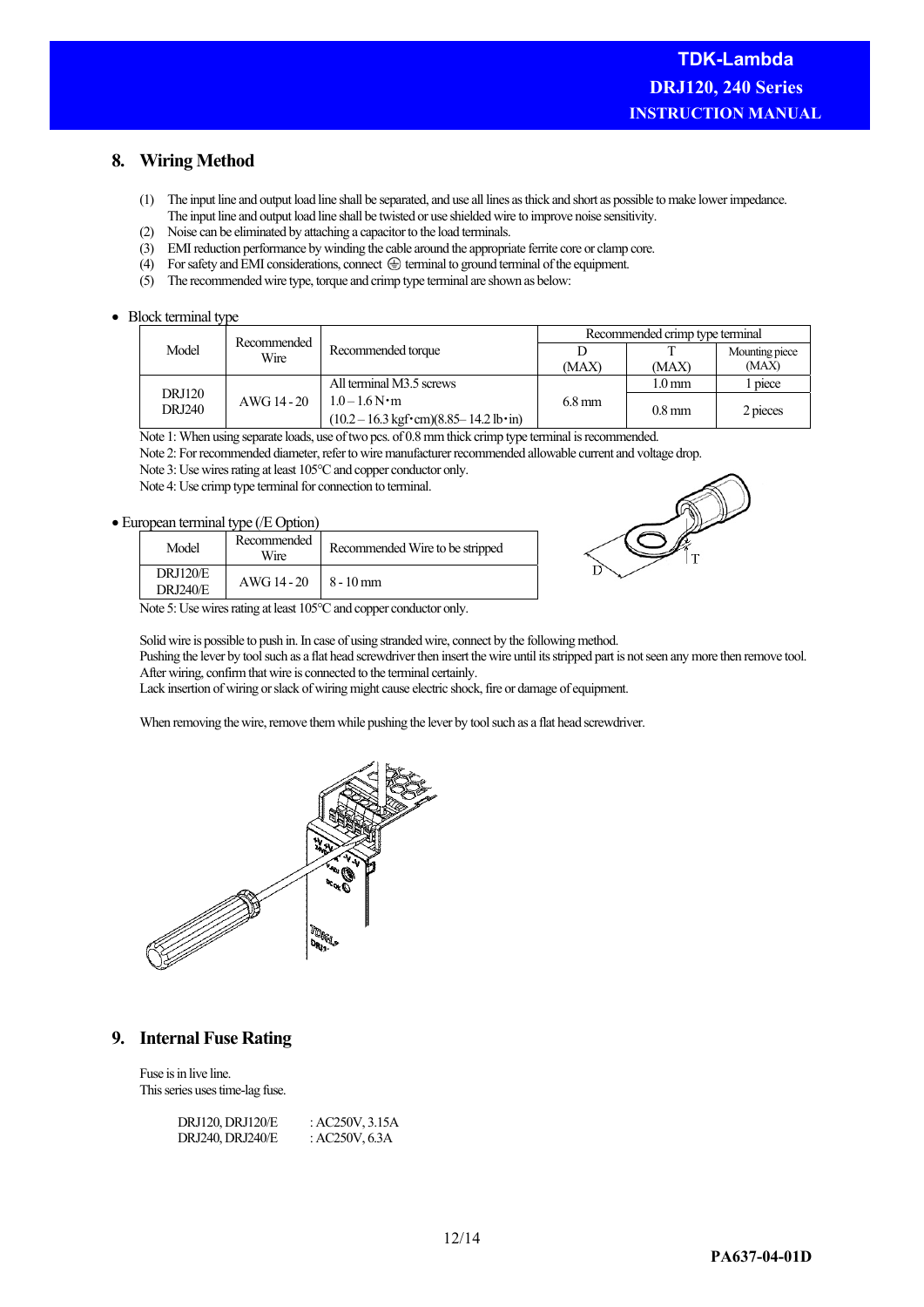## 8. Wiring Method

(1) The input line and output load line shall be separated, and use all lines as thick and short as possible to make lower impedance. The input line and output load line shall be twisted or use shielded wire to improve noise sensitivity.
(2) Noise can be eliminated by attaching a capacitor to the load terminals.
(3) EMI reduction performance by winding the cable around the appropriate ferrite core or clamp core.
(4) For safety and EMI considerations, connect ⏚ terminal to ground terminal of the equipment.
(5) The recommended wire type, torque and crimp type terminal are shown as below:

- Block terminal type

| Model | Recommended Wire | Recommended torque | Recommended crimp type terminal | | |
|---|---|---|---|---|---|
| | | | D (MAX) | T (MAX) | Mounting piece (MAX) |
| DRJ120 DRJ240 | AWG 14 - 20 | All terminal M3.5 screws 1.0 – 1.6 N・m (10.2 – 16.3 kgf・cm)(8.85– 14.2 lb・in) | 6.8 mm | 1.0 mm | 1 piece |
| | | | | 0.8 mm | 2 pieces |

Note 1: When using separate loads, use of two pcs. of 0.8 mm thick crimp type terminal is recommended.
Note 2: For recommended diameter, refer to wire manufacturer recommended allowable current and voltage drop.
Note 3: Use wires rating at least 105°C and copper conductor only.
Note 4: Use crimp type terminal for connection to terminal.

- European terminal type (/E Option)

| Model | Recommended Wire | Recommended Wire to be stripped |
|---|---|---|
| DRJ120/E DRJ240/E | AWG 14 - 20 | 8 - 10 mm |

Note 5: Use wires rating at least 105°C and copper conductor only.

Solid wire is possible to push in. In case of using stranded wire, connect by the following method.
Pushing the lever by tool such as a flat head screwdriver then insert the wire until its stripped part is not seen any more then remove tool.
After wiring, confirm that wire is connected to the terminal certainly.
Lack insertion of wiring or slack of wiring might cause electric shock, fire or damage of equipment.

When removing the wire, remove them while pushing the lever by tool such as a flat head screwdriver.

## 9. Internal Fuse Rating

Fuse is in live line.
This series uses time-lag fuse.

DRJ120, DRJ120/E : AC250V, 3.15A
DRJ240, DRJ240/E : AC250V, 6.3A

PA637-04-01D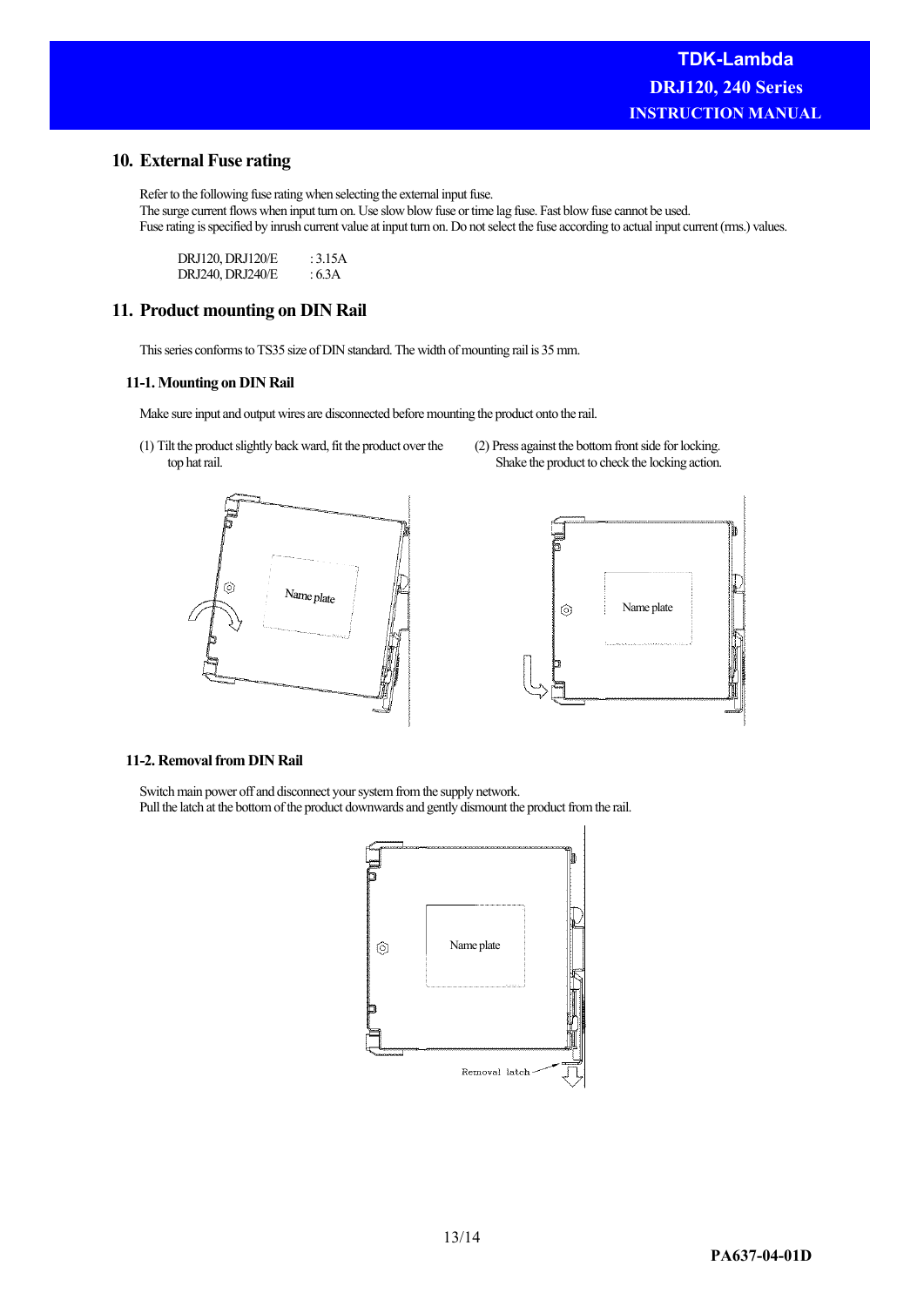## 10. External Fuse rating

Refer to the following fuse rating when selecting the external input fuse.
The surge current flows when input turn on. Use slow blow fuse or time lag fuse. Fast blow fuse cannot be used.
Fuse rating is specified by inrush current value at input turn on. Do not select the fuse according to actual input current (rms.) values.

| | |
|---|---|
| DRJ120, DRJ120/E | : 3.15A |
| DRJ240, DRJ240/E | : 6.3A |

## 11. Product mounting on DIN Rail

This series conforms to TS35 size of DIN standard. The width of mounting rail is 35 mm.

### 11-1. Mounting on DIN Rail

Make sure input and output wires are disconnected before mounting the product onto the rail.

(1) Tilt the product slightly back ward, fit the product over the top hat rail.

(2) Press against the bottom front side for locking. Shake the product to check the locking action.

### 11-2. Removal from DIN Rail

Switch main power off and disconnect your system from the supply network.
Pull the latch at the bottom of the product downwards and gently dismount the product from the rail.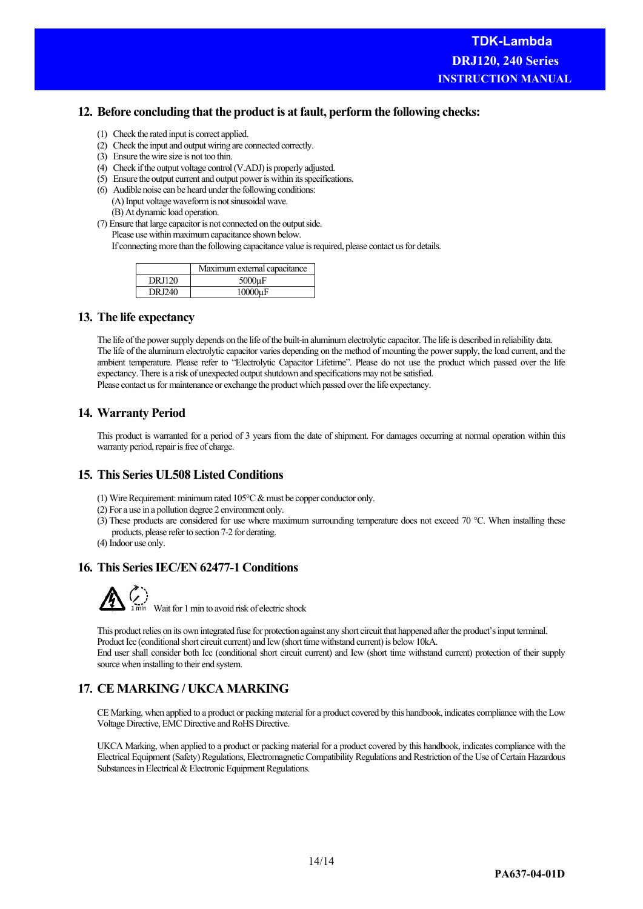## 12. Before concluding that the product is at fault, perform the following checks:

(1) Check the rated input is correct applied.
(2) Check the input and output wiring are connected correctly.
(3) Ensure the wire size is not too thin.
(4) Check if the output voltage control (V.ADJ) is properly adjusted.
(5) Ensure the output current and output power is within its specifications.
(6) Audible noise can be heard under the following conditions:
  (A) Input voltage waveform is not sinusoidal wave.
  (B) At dynamic load operation.
(7) Ensure that large capacitor is not connected on the output side.
  Please use within maximum capacitance shown below.
  If connecting more than the following capacitance value is required, please contact us for details.

| | Maximum external capacitance |
|---|---|
| DRJ120 | 5000µF |
| DRJ240 | 10000µF |

## 13. The life expectancy

The life of the power supply depends on the life of the built-in aluminum electrolytic capacitor. The life is described in reliability data. The life of the aluminum electrolytic capacitor varies depending on the method of mounting the power supply, the load current, and the ambient temperature. Please refer to "Electrolytic Capacitor Lifetime". Please do not use the product which passed over the life expectancy. There is a risk of unexpected output shutdown and specifications may not be satisfied.
Please contact us for maintenance or exchange the product which passed over the life expectancy.

## 14. Warranty Period

This product is warranted for a period of 3 years from the date of shipment. For damages occurring at normal operation within this warranty period, repair is free of charge.

## 15. This Series UL508 Listed Conditions

(1) Wire Requirement: minimum rated 105°C & must be copper conductor only.
(2) For a use in a pollution degree 2 environment only.
(3) These products are considered for use where maximum surrounding temperature does not exceed 70 °C. When installing these products, please refer to section 7-2 for derating.
(4) Indoor use only.

## 16. This Series IEC/EN 62477-1 Conditions

1 min Wait for 1 min to avoid risk of electric shock

This product relies on its own integrated fuse for protection against any short circuit that happened after the product's input terminal.
Product Icc (conditional short circuit current) and Icw (short time withstand current) is below 10kA.
End user shall consider both Icc (conditional short circuit current) and Icw (short time withstand current) protection of their supply source when installing to their end system.

## 17. CE MARKING / UKCA MARKING

CE Marking, when applied to a product or packing material for a product covered by this handbook, indicates compliance with the Low Voltage Directive, EMC Directive and RoHS Directive.

UKCA Marking, when applied to a product or packing material for a product covered by this handbook, indicates compliance with the Electrical Equipment (Safety) Regulations, Electromagnetic Compatibility Regulations and Restriction of the Use of Certain Hazardous Substances in Electrical & Electronic Equipment Regulations.